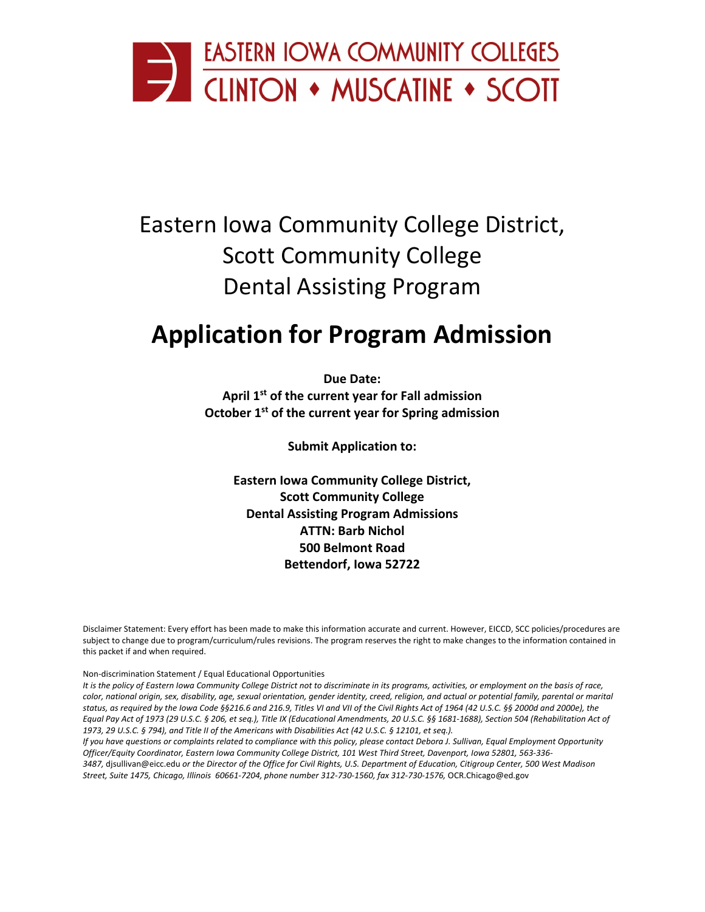EASTERN IOWA COMMUNITY COLLEGES
CLINTON ♦ MUSCATINE ♦ SCOTT

Eastern Iowa Community College District,
Scott Community College
Dental Assisting Program

# Application for Program Admission

**Due Date:**
**April 1st of the current year for Fall admission**
**October 1st of the current year for Spring admission**

**Submit Application to:**

**Eastern Iowa Community College District,**
**Scott Community College**
**Dental Assisting Program Admissions**
**ATTN: Barb Nichol**
**500 Belmont Road**
**Bettendorf, Iowa 52722**

Disclaimer Statement: Every effort has been made to make this information accurate and current. However, EICCD, SCC policies/procedures are subject to change due to program/curriculum/rules revisions. The program reserves the right to make changes to the information contained in this packet if and when required.

Non-discrimination Statement / Equal Educational Opportunities

*It is the policy of Eastern Iowa Community College District not to discriminate in its programs, activities, or employment on the basis of race, color, national origin, sex, disability, age, sexual orientation, gender identity, creed, religion, and actual or potential family, parental or marital status, as required by the Iowa Code §§216.6 and 216.9, Titles VI and VII of the Civil Rights Act of 1964 (42 U.S.C. §§ 2000d and 2000e), the Equal Pay Act of 1973 (29 U.S.C. § 206, et seq.), Title IX (Educational Amendments, 20 U.S.C. §§ 1681-1688), Section 504 (Rehabilitation Act of 1973, 29 U.S.C. § 794), and Title II of the Americans with Disabilities Act (42 U.S.C. § 12101, et seq.).*

*If you have questions or complaints related to compliance with this policy, please contact Debora J. Sullivan, Equal Employment Opportunity Officer/Equity Coordinator, Eastern Iowa Community College District, 101 West Third Street, Davenport, Iowa 52801, 563-336-3487,* djsullivan@eicc.edu *or the Director of the Office for Civil Rights, U.S. Department of Education, Citigroup Center, 500 West Madison Street, Suite 1475, Chicago, Illinois 60661-7204, phone number 312-730-1560, fax 312-730-1576,* OCR.Chicago@ed.gov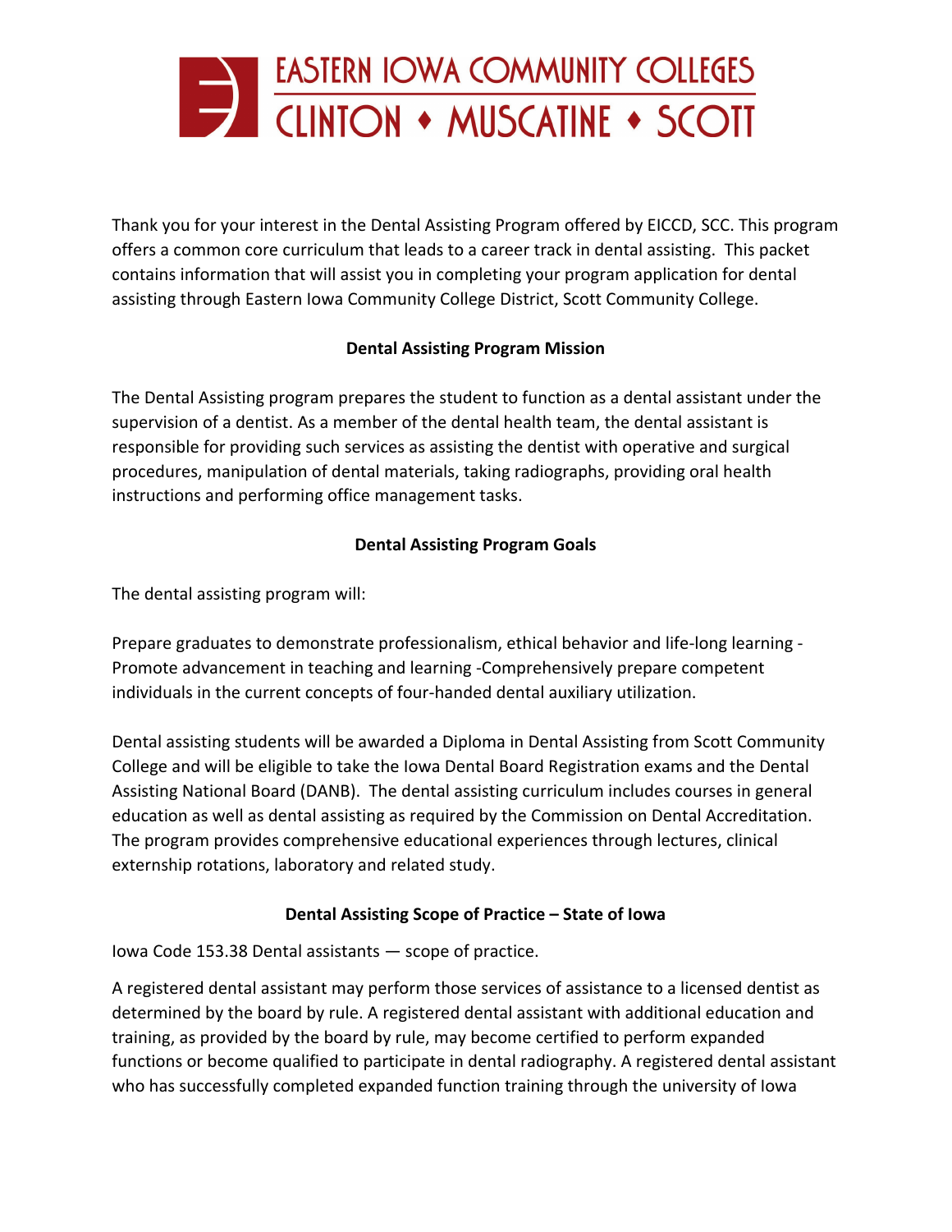# EASTERN IOWA COMMUNITY COLLEGES
# CLINTON • MUSCATINE • SCOTT

Thank you for your interest in the Dental Assisting Program offered by EICCD, SCC. This program offers a common core curriculum that leads to a career track in dental assisting. This packet contains information that will assist you in completing your program application for dental assisting through Eastern Iowa Community College District, Scott Community College.

## Dental Assisting Program Mission

The Dental Assisting program prepares the student to function as a dental assistant under the supervision of a dentist. As a member of the dental health team, the dental assistant is responsible for providing such services as assisting the dentist with operative and surgical procedures, manipulation of dental materials, taking radiographs, providing oral health instructions and performing office management tasks.

## Dental Assisting Program Goals

The dental assisting program will:

Prepare graduates to demonstrate professionalism, ethical behavior and life-long learning -Promote advancement in teaching and learning -Comprehensively prepare competent individuals in the current concepts of four-handed dental auxiliary utilization.

Dental assisting students will be awarded a Diploma in Dental Assisting from Scott Community College and will be eligible to take the Iowa Dental Board Registration exams and the Dental Assisting National Board (DANB). The dental assisting curriculum includes courses in general education as well as dental assisting as required by the Commission on Dental Accreditation. The program provides comprehensive educational experiences through lectures, clinical externship rotations, laboratory and related study.

## Dental Assisting Scope of Practice – State of Iowa

Iowa Code 153.38 Dental assistants — scope of practice.

A registered dental assistant may perform those services of assistance to a licensed dentist as determined by the board by rule. A registered dental assistant with additional education and training, as provided by the board by rule, may become certified to perform expanded functions or become qualified to participate in dental radiography. A registered dental assistant who has successfully completed expanded function training through the university of Iowa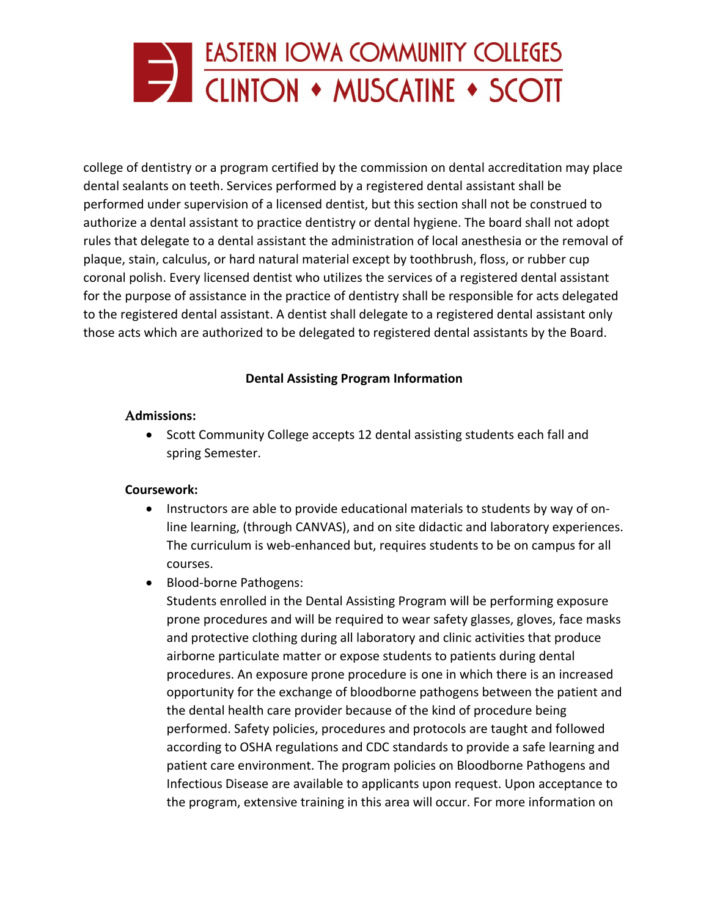college of dentistry or a program certified by the commission on dental accreditation may place dental sealants on teeth. Services performed by a registered dental assistant shall be performed under supervision of a licensed dentist, but this section shall not be construed to authorize a dental assistant to practice dentistry or dental hygiene. The board shall not adopt rules that delegate to a dental assistant the administration of local anesthesia or the removal of plaque, stain, calculus, or hard natural material except by toothbrush, floss, or rubber cup coronal polish. Every licensed dentist who utilizes the services of a registered dental assistant for the purpose of assistance in the practice of dentistry shall be responsible for acts delegated to the registered dental assistant. A dentist shall delegate to a registered dental assistant only those acts which are authorized to be delegated to registered dental assistants by the Board.

**Dental Assisting Program Information**

**Admissions:**

- Scott Community College accepts 12 dental assisting students each fall and spring Semester.

**Coursework:**

- Instructors are able to provide educational materials to students by way of on-line learning, (through CANVAS), and on site didactic and laboratory experiences. The curriculum is web-enhanced but, requires students to be on campus for all courses.
- Blood-borne Pathogens:
  Students enrolled in the Dental Assisting Program will be performing exposure prone procedures and will be required to wear safety glasses, gloves, face masks and protective clothing during all laboratory and clinic activities that produce airborne particulate matter or expose students to patients during dental procedures. An exposure prone procedure is one in which there is an increased opportunity for the exchange of bloodborne pathogens between the patient and the dental health care provider because of the kind of procedure being performed. Safety policies, procedures and protocols are taught and followed according to OSHA regulations and CDC standards to provide a safe learning and patient care environment. The program policies on Bloodborne Pathogens and Infectious Disease are available to applicants upon request. Upon acceptance to the program, extensive training in this area will occur. For more information on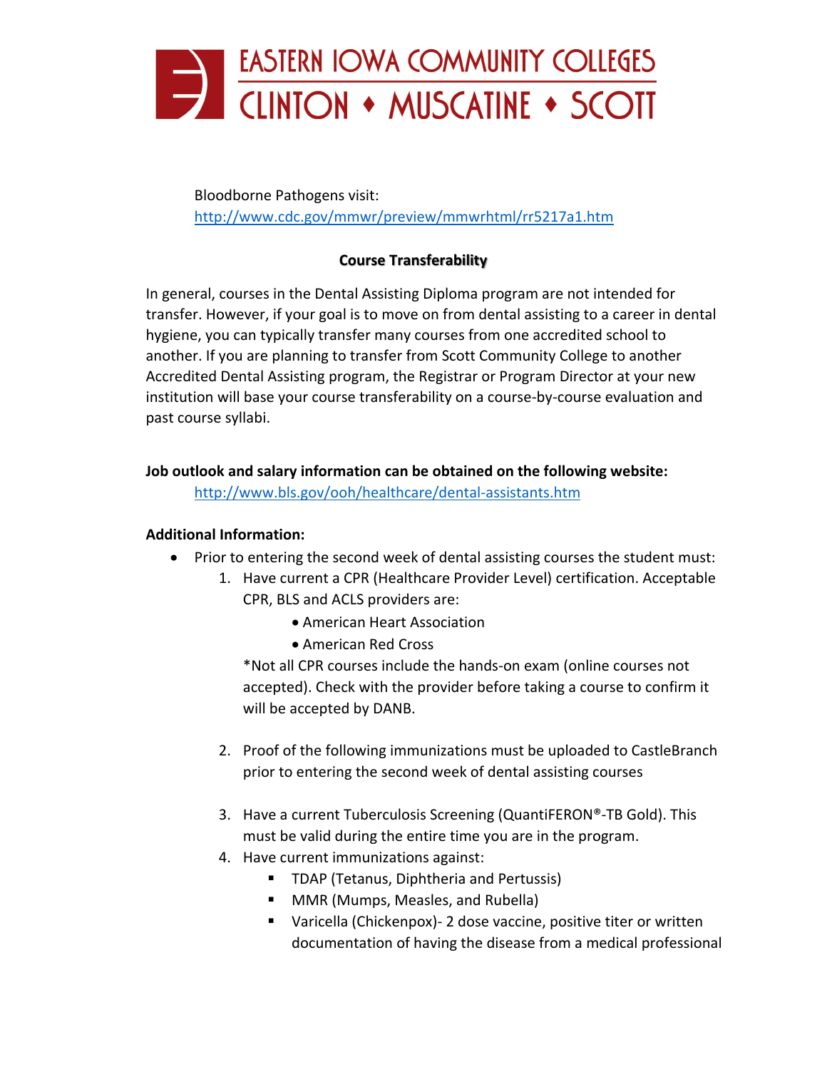Bloodborne Pathogens visit:
http://www.cdc.gov/mmwr/preview/mmwrhtml/rr5217a1.htm

## Course Transferability

In general, courses in the Dental Assisting Diploma program are not intended for transfer. However, if your goal is to move on from dental assisting to a career in dental hygiene, you can typically transfer many courses from one accredited school to another. If you are planning to transfer from Scott Community College to another Accredited Dental Assisting program, the Registrar or Program Director at your new institution will base your course transferability on a course-by-course evaluation and past course syllabi.

**Job outlook and salary information can be obtained on the following website:**
http://www.bls.gov/ooh/healthcare/dental-assistants.htm

**Additional Information:**

- Prior to entering the second week of dental assisting courses the student must:
  1. Have current a CPR (Healthcare Provider Level) certification. Acceptable CPR, BLS and ACLS providers are:
     - American Heart Association
     - American Red Cross

     *Not all CPR courses include the hands-on exam (online courses not accepted). Check with the provider before taking a course to confirm it will be accepted by DANB.

  2. Proof of the following immunizations must be uploaded to CastleBranch prior to entering the second week of dental assisting courses

  3. Have a current Tuberculosis Screening (QuantiFERON®-TB Gold). This must be valid during the entire time you are in the program.
  4. Have current immunizations against:
     - TDAP (Tetanus, Diphtheria and Pertussis)
     - MMR (Mumps, Measles, and Rubella)
     - Varicella (Chickenpox)- 2 dose vaccine, positive titer or written documentation of having the disease from a medical professional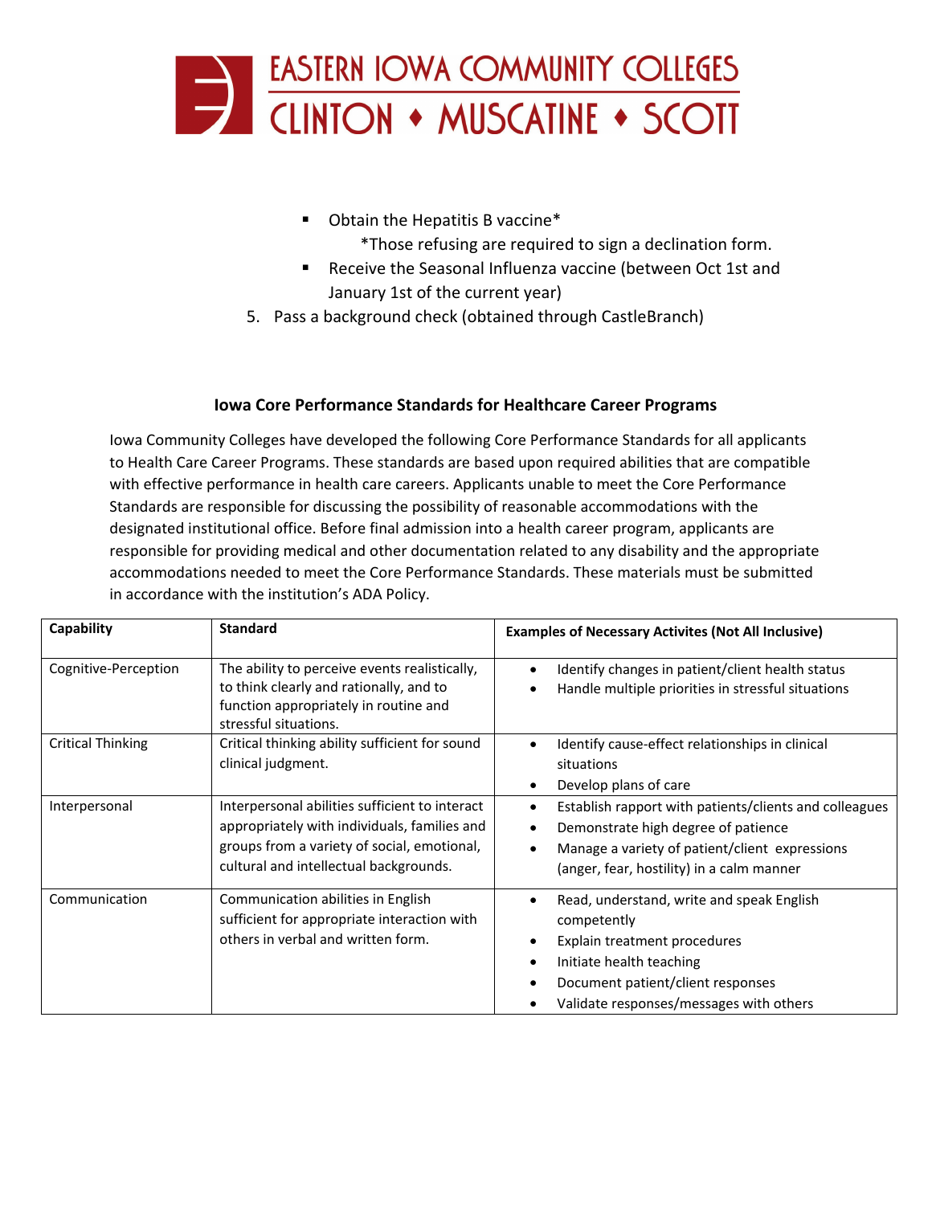- Obtain the Hepatitis B vaccine*
  *Those refusing are required to sign a declination form.
- Receive the Seasonal Influenza vaccine (between Oct 1st and January 1st of the current year)

5. Pass a background check (obtained through CastleBranch)

### Iowa Core Performance Standards for Healthcare Career Programs

Iowa Community Colleges have developed the following Core Performance Standards for all applicants to Health Care Career Programs. These standards are based upon required abilities that are compatible with effective performance in health care careers. Applicants unable to meet the Core Performance Standards are responsible for discussing the possibility of reasonable accommodations with the designated institutional office. Before final admission into a health career program, applicants are responsible for providing medical and other documentation related to any disability and the appropriate accommodations needed to meet the Core Performance Standards. These materials must be submitted in accordance with the institution's ADA Policy.

| **Capability** | **Standard** | **Examples of Necessary Activites (Not All Inclusive)** |
|---|---|---|
| Cognitive-Perception | The ability to perceive events realistically, to think clearly and rationally, and to function appropriately in routine and stressful situations. | • Identify changes in patient/client health status<br>• Handle multiple priorities in stressful situations |
| Critical Thinking | Critical thinking ability sufficient for sound clinical judgment. | • Identify cause-effect relationships in clinical situations<br>• Develop plans of care |
| Interpersonal | Interpersonal abilities sufficient to interact appropriately with individuals, families and groups from a variety of social, emotional, cultural and intellectual backgrounds. | • Establish rapport with patients/clients and colleagues<br>• Demonstrate high degree of patience<br>• Manage a variety of patient/client expressions (anger, fear, hostility) in a calm manner |
| Communication | Communication abilities in English sufficient for appropriate interaction with others in verbal and written form. | • Read, understand, write and speak English competently<br>• Explain treatment procedures<br>• Initiate health teaching<br>• Document patient/client responses<br>• Validate responses/messages with others |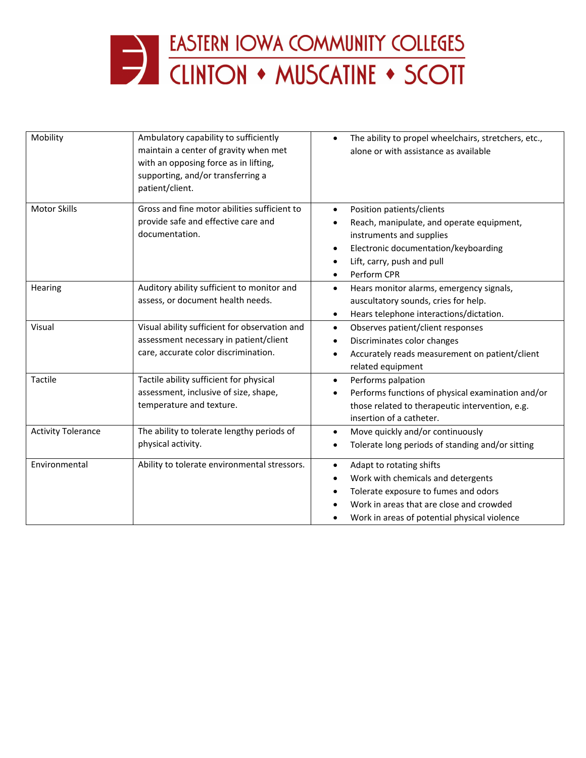| Mobility | Ambulatory capability to sufficiently maintain a center of gravity when met with an opposing force as in lifting, supporting, and/or transferring a patient/client. | • The ability to propel wheelchairs, stretchers, etc., alone or with assistance as available |
|---|---|---|
| Motor Skills | Gross and fine motor abilities sufficient to provide safe and effective care and documentation. | • Position patients/clients<br>• Reach, manipulate, and operate equipment, instruments and supplies<br>• Electronic documentation/keyboarding<br>• Lift, carry, push and pull<br>• Perform CPR |
| Hearing | Auditory ability sufficient to monitor and assess, or document health needs. | • Hears monitor alarms, emergency signals, auscultatory sounds, cries for help.<br>• Hears telephone interactions/dictation. |
| Visual | Visual ability sufficient for observation and assessment necessary in patient/client care, accurate color discrimination. | • Observes patient/client responses<br>• Discriminates color changes<br>• Accurately reads measurement on patient/client related equipment |
| Tactile | Tactile ability sufficient for physical assessment, inclusive of size, shape, temperature and texture. | • Performs palpation<br>• Performs functions of physical examination and/or those related to therapeutic intervention, e.g. insertion of a catheter. |
| Activity Tolerance | The ability to tolerate lengthy periods of physical activity. | • Move quickly and/or continuously<br>• Tolerate long periods of standing and/or sitting |
| Environmental | Ability to tolerate environmental stressors. | • Adapt to rotating shifts<br>• Work with chemicals and detergents<br>• Tolerate exposure to fumes and odors<br>• Work in areas that are close and crowded<br>• Work in areas of potential physical violence |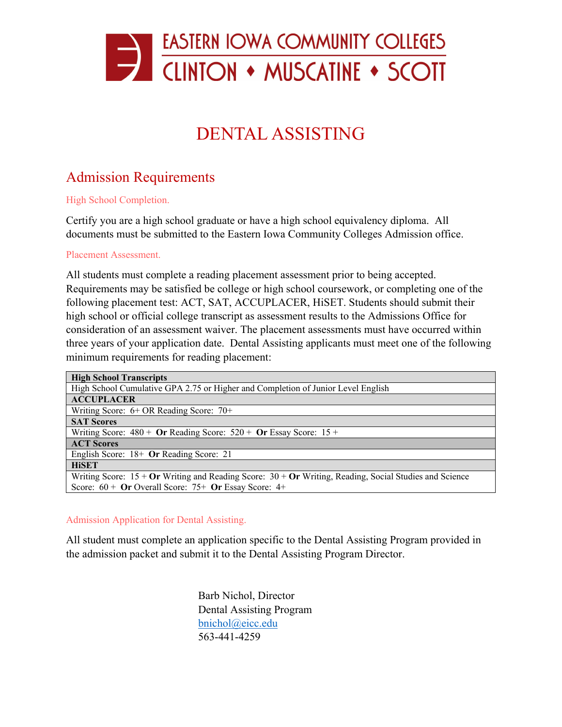EASTERN IOWA COMMUNITY COLLEGES
CLINTON ♦ MUSCATINE ♦ SCOTT

# DENTAL ASSISTING

## Admission Requirements

### High School Completion.

Certify you are a high school graduate or have a high school equivalency diploma. All documents must be submitted to the Eastern Iowa Community Colleges Admission office.

### Placement Assessment.

All students must complete a reading placement assessment prior to being accepted. Requirements may be satisfied be college or high school coursework, or completing one of the following placement test: ACT, SAT, ACCUPLACER, HiSET. Students should submit their high school or official college transcript as assessment results to the Admissions Office for consideration of an assessment waiver. The placement assessments must have occurred within three years of your application date. Dental Assisting applicants must meet one of the following minimum requirements for reading placement:

| **High School Transcripts** |
|---|
| High School Cumulative GPA 2.75 or Higher and Completion of Junior Level English |
| **ACCUPLACER** |
| Writing Score: 6+ OR Reading Score: 70+ |
| **SAT Scores** |
| Writing Score: 480 + **Or** Reading Score: 520 + **Or** Essay Score: 15 + |
| **ACT Scores** |
| English Score: 18+ **Or** Reading Score: 21 |
| **HiSET** |
| Writing Score: 15 + **Or** Writing and Reading Score: 30 + **Or** Writing, Reading, Social Studies and Science Score: 60 + **Or** Overall Score: 75+ **Or** Essay Score: 4+ |

### Admission Application for Dental Assisting.

All student must complete an application specific to the Dental Assisting Program provided in the admission packet and submit it to the Dental Assisting Program Director.

Barb Nichol, Director
Dental Assisting Program
bnichol@eicc.edu
563-441-4259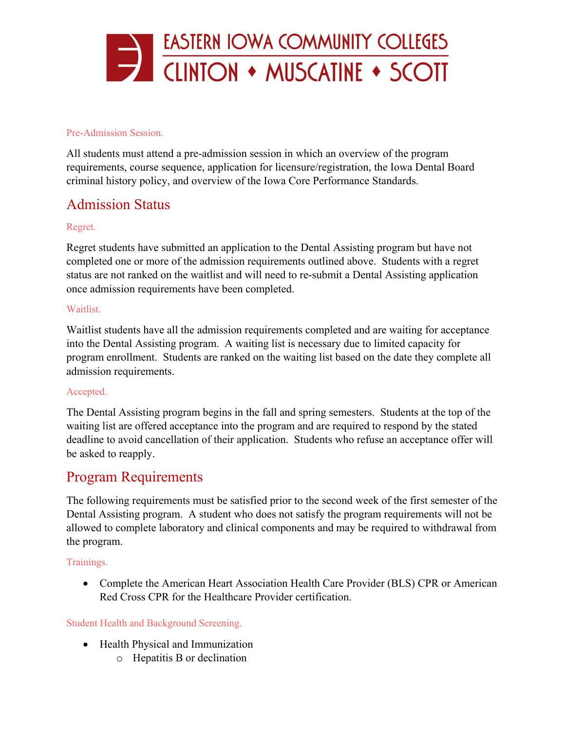#### Pre-Admission Session.

All students must attend a pre-admission session in which an overview of the program requirements, course sequence, application for licensure/registration, the Iowa Dental Board criminal history policy, and overview of the Iowa Core Performance Standards.

## Admission Status

#### Regret.

Regret students have submitted an application to the Dental Assisting program but have not completed one or more of the admission requirements outlined above. Students with a regret status are not ranked on the waitlist and will need to re-submit a Dental Assisting application once admission requirements have been completed.

#### Waitlist.

Waitlist students have all the admission requirements completed and are waiting for acceptance into the Dental Assisting program. A waiting list is necessary due to limited capacity for program enrollment. Students are ranked on the waiting list based on the date they complete all admission requirements.

#### Accepted.

The Dental Assisting program begins in the fall and spring semesters. Students at the top of the waiting list are offered acceptance into the program and are required to respond by the stated deadline to avoid cancellation of their application. Students who refuse an acceptance offer will be asked to reapply.

## Program Requirements

The following requirements must be satisfied prior to the second week of the first semester of the Dental Assisting program. A student who does not satisfy the program requirements will not be allowed to complete laboratory and clinical components and may be required to withdrawal from the program.

#### Trainings.

- Complete the American Heart Association Health Care Provider (BLS) CPR or American Red Cross CPR for the Healthcare Provider certification.

#### Student Health and Background Screening.

- Health Physical and Immunization
  - Hepatitis B or declination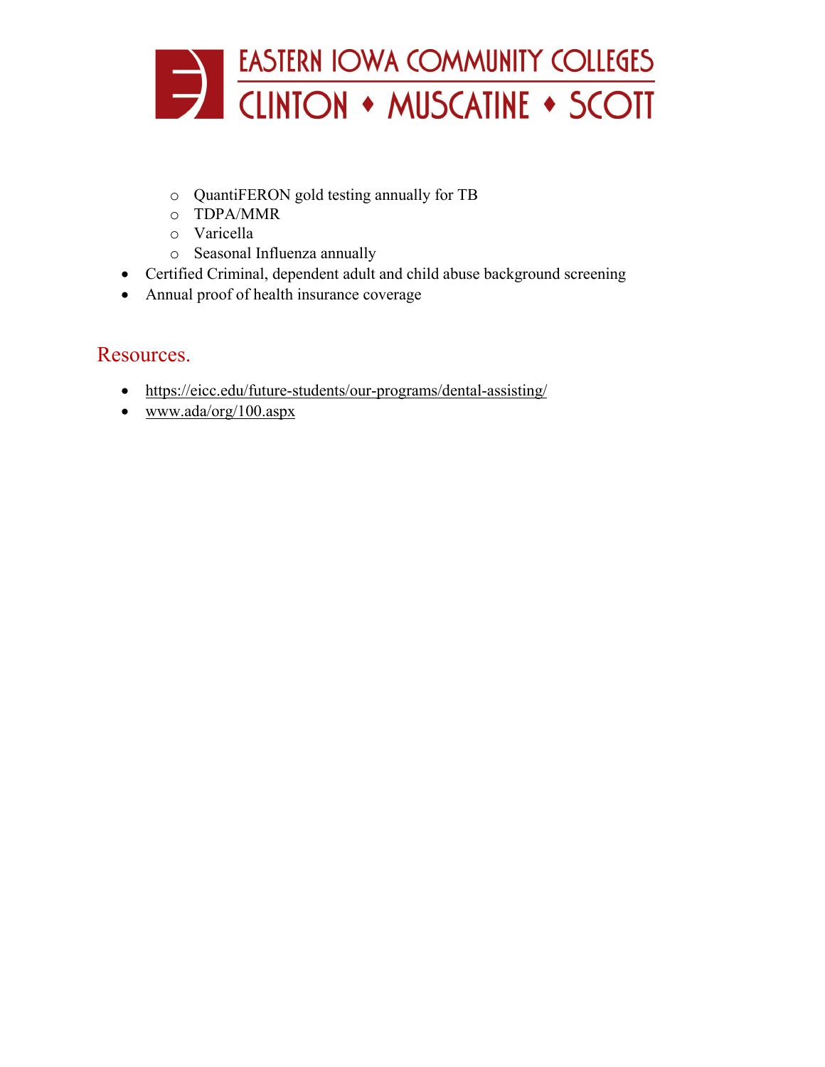- QuantiFERON gold testing annually for TB
  - TDPA/MMR
  - Varicella
  - Seasonal Influenza annually
- Certified Criminal, dependent adult and child abuse background screening
- Annual proof of health insurance coverage

## Resources.

- https://eicc.edu/future-students/our-programs/dental-assisting/
- www.ada/org/100.aspx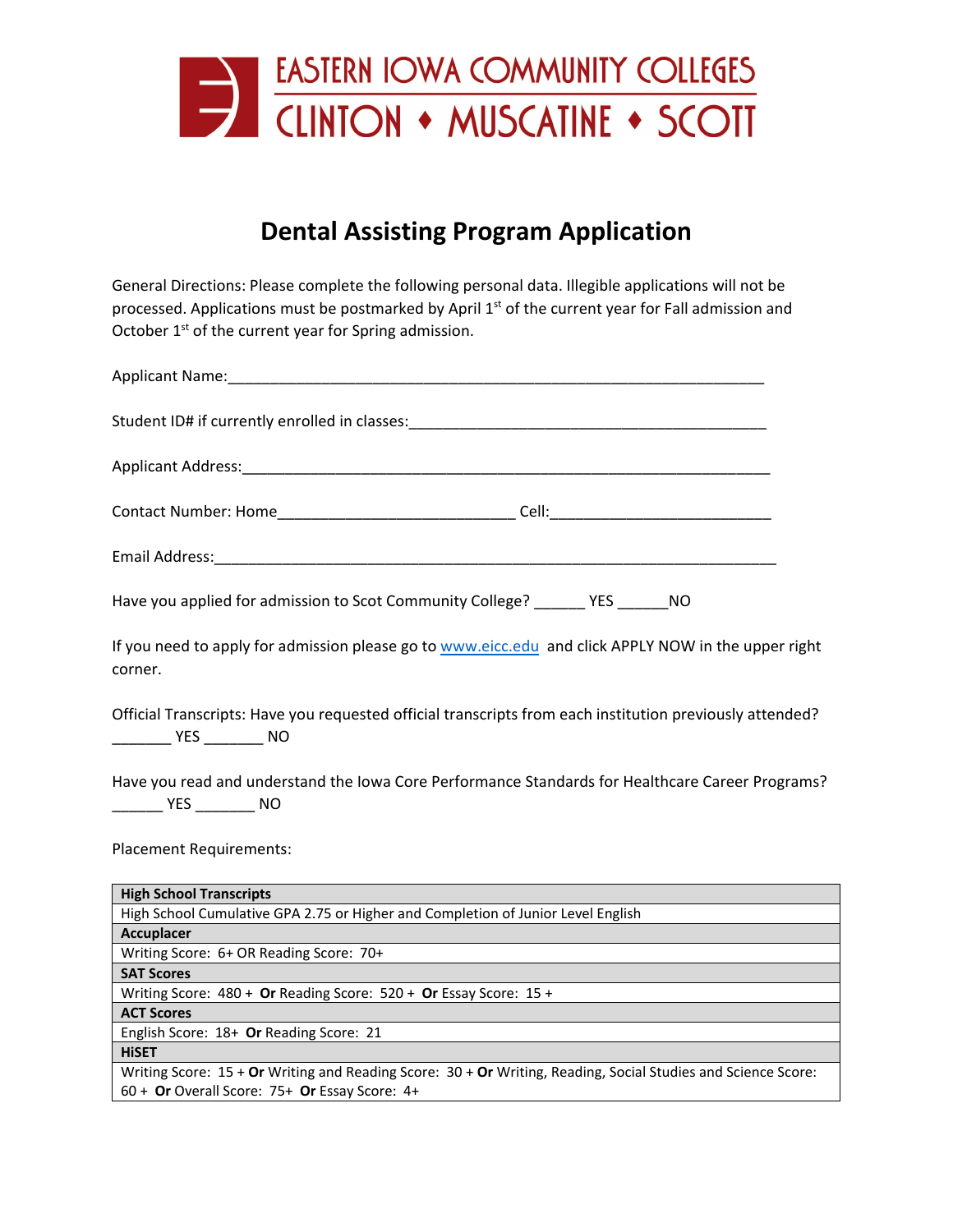EASTERN IOWA COMMUNITY COLLEGES
CLINTON ♦ MUSCATINE ♦ SCOTT

# Dental Assisting Program Application

General Directions: Please complete the following personal data. Illegible applications will not be processed. Applications must be postmarked by April 1st of the current year for Fall admission and October 1st of the current year for Spring admission.

Applicant Name:_______________________________________________________________

Student ID# if currently enrolled in classes:_______________________________________

Applicant Address:______________________________________________________________

Contact Number: Home___________________________ Cell:_________________________

Email Address:_________________________________________________________________

Have you applied for admission to Scot Community College? ______ YES ______NO

If you need to apply for admission please go to www.eicc.edu and click APPLY NOW in the upper right corner.

Official Transcripts: Have you requested official transcripts from each institution previously attended?
_______ YES _______ NO

Have you read and understand the Iowa Core Performance Standards for Healthcare Career Programs?
______ YES _______ NO

Placement Requirements:

| **High School Transcripts** |
|---|
| High School Cumulative GPA 2.75 or Higher and Completion of Junior Level English |
| **Accuplacer** |
| Writing Score: 6+ OR Reading Score: 70+ |
| **SAT Scores** |
| Writing Score: 480 + **Or** Reading Score: 520 + **Or** Essay Score: 15 + |
| **ACT Scores** |
| English Score: 18+ **Or** Reading Score: 21 |
| **HiSET** |
| Writing Score: 15 + **Or** Writing and Reading Score: 30 + **Or** Writing, Reading, Social Studies and Science Score: 60 + **Or** Overall Score: 75+ **Or** Essay Score: 4+ |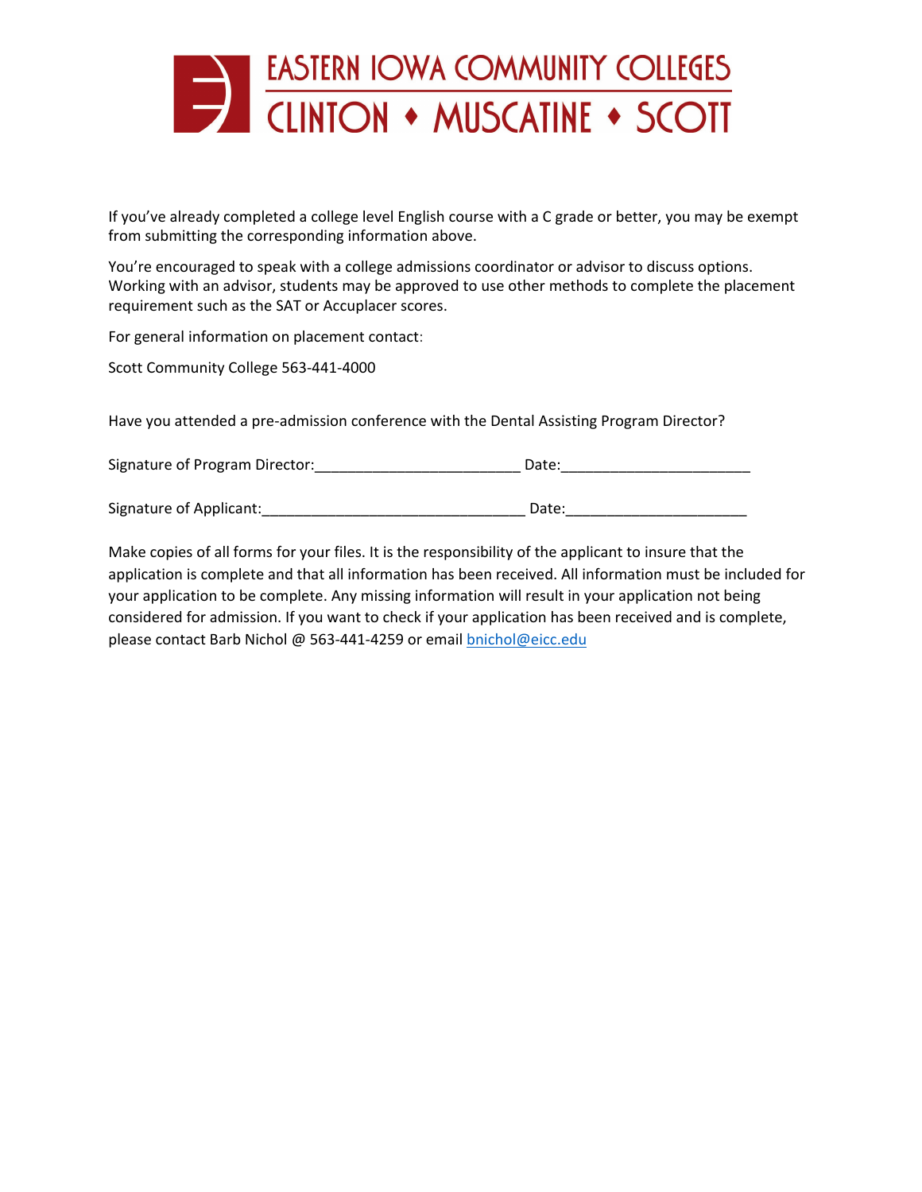EASTERN IOWA COMMUNITY COLLEGES
CLINTON ♦ MUSCATINE ♦ SCOTT

If you've already completed a college level English course with a C grade or better, you may be exempt from submitting the corresponding information above.

You're encouraged to speak with a college admissions coordinator or advisor to discuss options. Working with an advisor, students may be approved to use other methods to complete the placement requirement such as the SAT or Accuplacer scores.

For general information on placement contact:

Scott Community College 563-441-4000

Have you attended a pre-admission conference with the Dental Assisting Program Director?

Signature of Program Director:_________________________ Date:_______________________

Signature of Applicant:________________________________ Date:______________________

Make copies of all forms for your files. It is the responsibility of the applicant to insure that the application is complete and that all information has been received. All information must be included for your application to be complete. Any missing information will result in your application not being considered for admission. If you want to check if your application has been received and is complete, please contact Barb Nichol @ 563-441-4259 or email bnichol@eicc.edu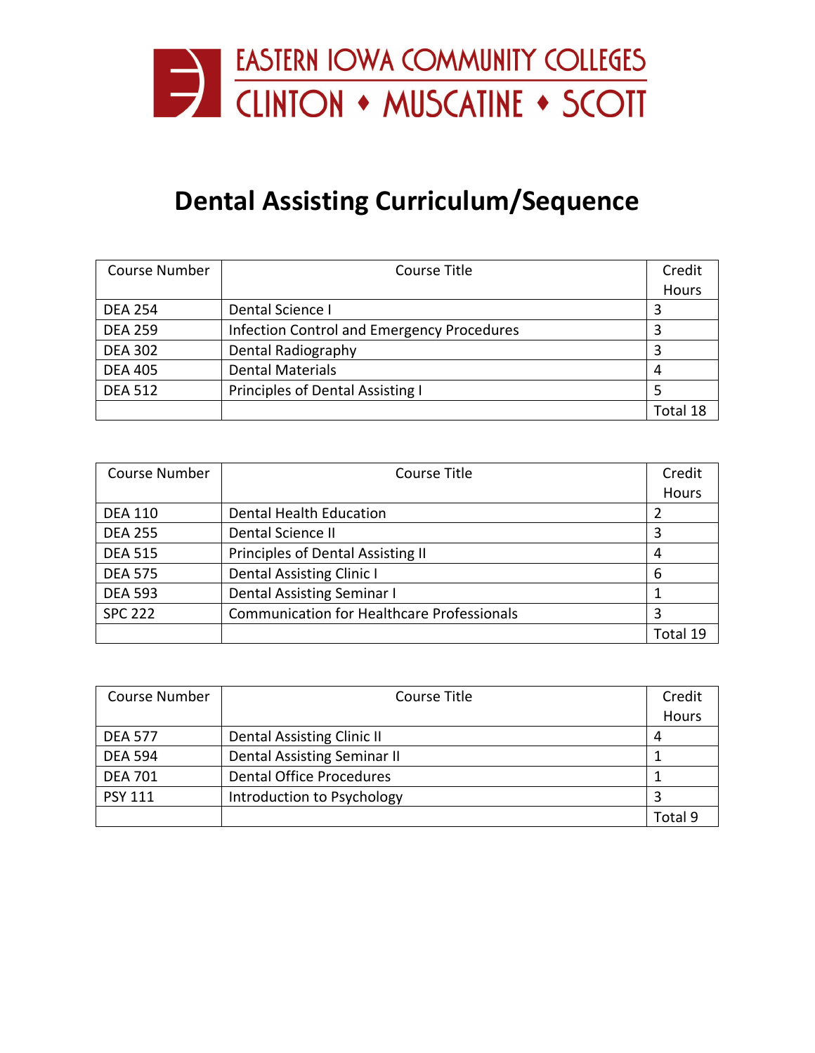EASTERN IOWA COMMUNITY COLLEGES
CLINTON ♦ MUSCATINE ♦ SCOTT

# Dental Assisting Curriculum/Sequence

| Course Number | Course Title | Credit Hours |
|---|---|---|
| DEA 254 | Dental Science I | 3 |
| DEA 259 | Infection Control and Emergency Procedures | 3 |
| DEA 302 | Dental Radiography | 3 |
| DEA 405 | Dental Materials | 4 |
| DEA 512 | Principles of Dental Assisting I | 5 |
| | | Total 18 |

| Course Number | Course Title | Credit Hours |
|---|---|---|
| DEA 110 | Dental Health Education | 2 |
| DEA 255 | Dental Science II | 3 |
| DEA 515 | Principles of Dental Assisting II | 4 |
| DEA 575 | Dental Assisting Clinic I | 6 |
| DEA 593 | Dental Assisting Seminar I | 1 |
| SPC 222 | Communication for Healthcare Professionals | 3 |
| | | Total 19 |

| Course Number | Course Title | Credit Hours |
|---|---|---|
| DEA 577 | Dental Assisting Clinic II | 4 |
| DEA 594 | Dental Assisting Seminar II | 1 |
| DEA 701 | Dental Office Procedures | 1 |
| PSY 111 | Introduction to Psychology | 3 |
| | | Total 9 |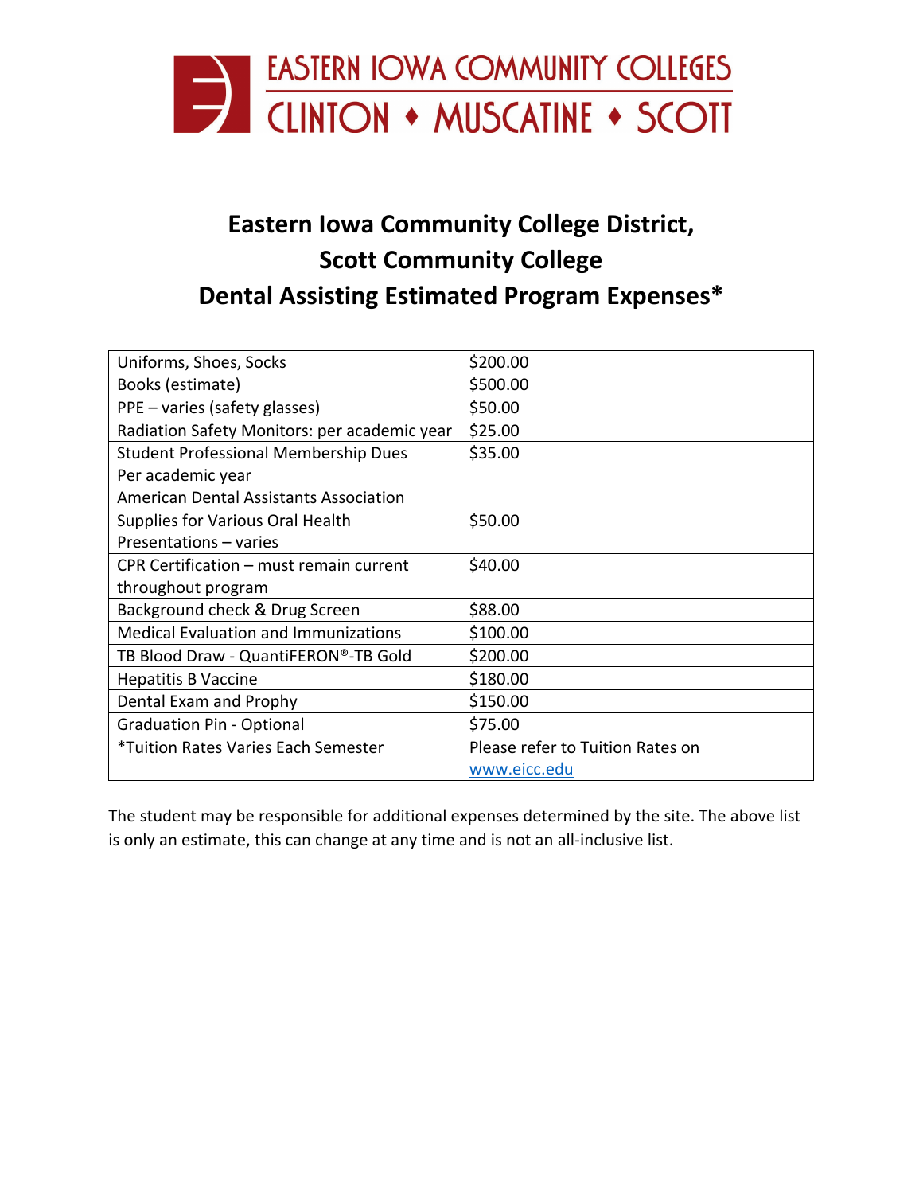EASTERN IOWA COMMUNITY COLLEGES
CLINTON ♦ MUSCATINE ♦ SCOTT

# Eastern Iowa Community College District, Scott Community College Dental Assisting Estimated Program Expenses*

| | |
|---|---|
| Uniforms, Shoes, Socks | $200.00 |
| Books (estimate) | $500.00 |
| PPE – varies (safety glasses) | $50.00 |
| Radiation Safety Monitors: per academic year | $25.00 |
| Student Professional Membership Dues Per academic year American Dental Assistants Association | $35.00 |
| Supplies for Various Oral Health Presentations – varies | $50.00 |
| CPR Certification – must remain current throughout program | $40.00 |
| Background check & Drug Screen | $88.00 |
| Medical Evaluation and Immunizations | $100.00 |
| TB Blood Draw - QuantiFERON®-TB Gold | $200.00 |
| Hepatitis B Vaccine | $180.00 |
| Dental Exam and Prophy | $150.00 |
| Graduation Pin - Optional | $75.00 |
| *Tuition Rates Varies Each Semester | Please refer to Tuition Rates on www.eicc.edu |

The student may be responsible for additional expenses determined by the site. The above list is only an estimate, this can change at any time and is not an all-inclusive list.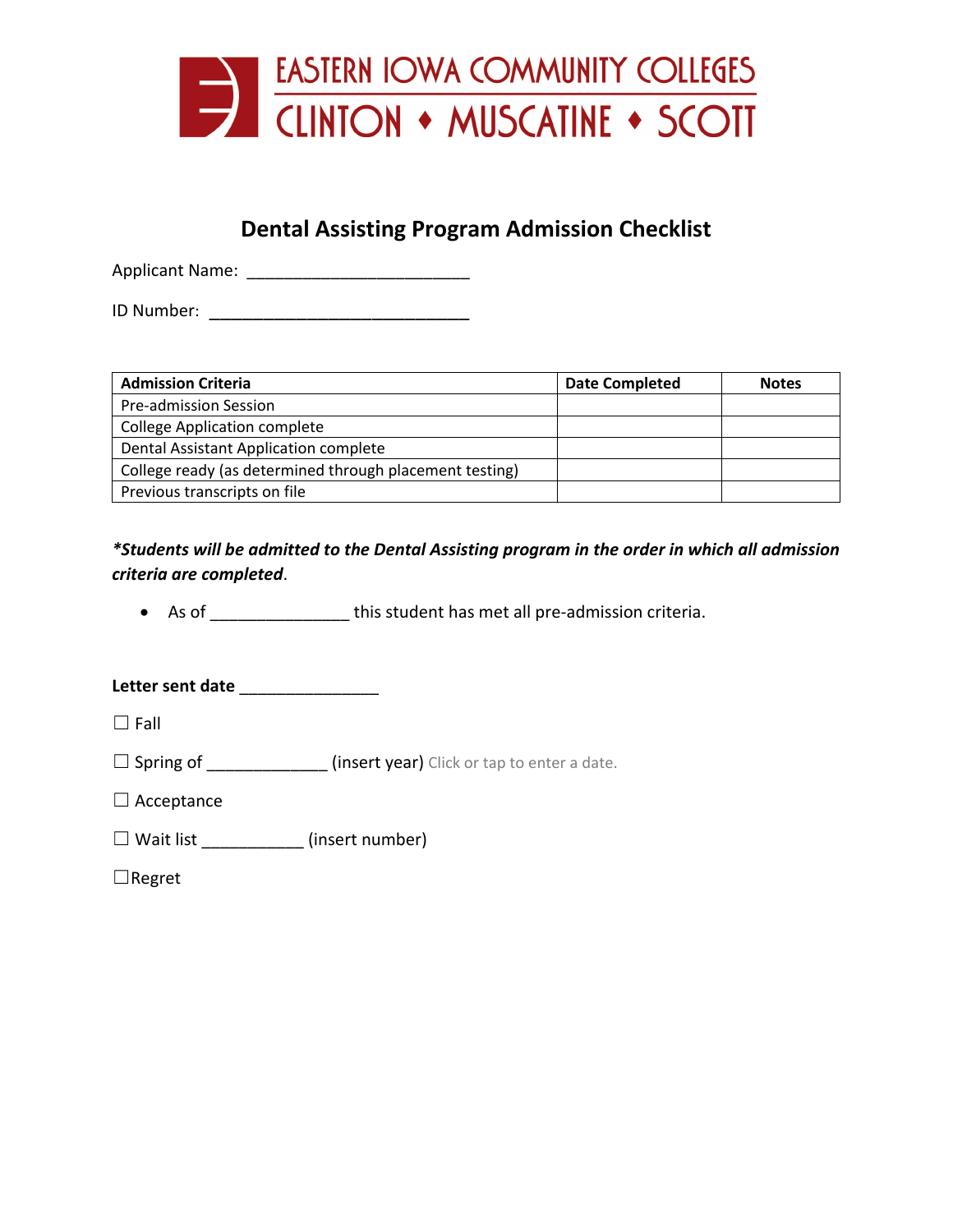EASTERN IOWA COMMUNITY COLLEGES
CLINTON ♦ MUSCATINE ♦ SCOTT

# Dental Assisting Program Admission Checklist

Applicant Name: ________________________

ID Number: ____________________________

| Admission Criteria | Date Completed | Notes |
|---|---|---|
| Pre-admission Session | | |
| College Application complete | | |
| Dental Assistant Application complete | | |
| College ready (as determined through placement testing) | | |
| Previous transcripts on file | | |

***\*Students will be admitted to the Dental Assisting program in the order in which all admission criteria are completed***.

- As of _______________ this student has met all pre-admission criteria.

**Letter sent date** _______________

☐ Fall

☐ Spring of _____________ (insert year) Click or tap to enter a date.

☐ Acceptance

☐ Wait list ___________ (insert number)

☐Regret